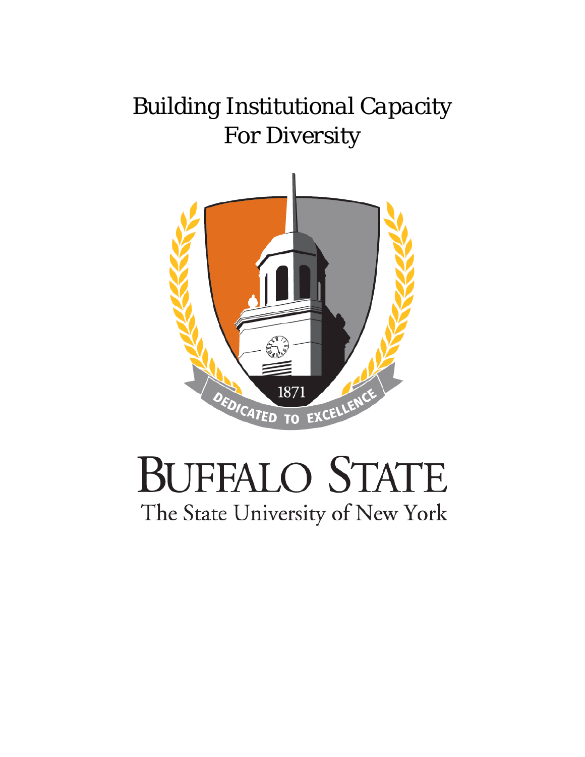# Building Institutional Capacity For Diversity

1871

DEDICATED TO EXCELLENCE

BUFFALO STATE

The State University of New York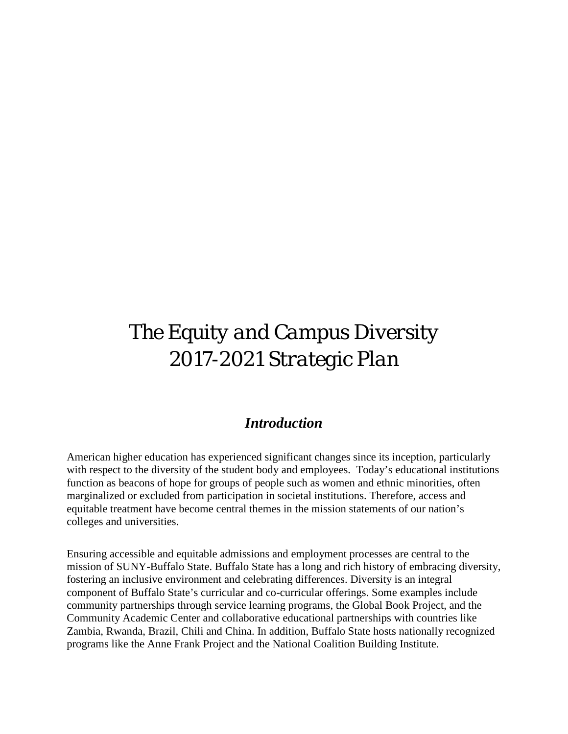# The Equity and Campus Diversity 2017-2021 Strategic Plan

## *Introduction*

American higher education has experienced significant changes since its inception, particularly with respect to the diversity of the student body and employees. Today's educational institutions function as beacons of hope for groups of people such as women and ethnic minorities, often marginalized or excluded from participation in societal institutions. Therefore, access and equitable treatment have become central themes in the mission statements of our nation's colleges and universities.

Ensuring accessible and equitable admissions and employment processes are central to the mission of SUNY-Buffalo State. Buffalo State has a long and rich history of embracing diversity, fostering an inclusive environment and celebrating differences. Diversity is an integral component of Buffalo State's curricular and co-curricular offerings. Some examples include community partnerships through service learning programs, the Global Book Project, and the Community Academic Center and collaborative educational partnerships with countries like Zambia, Rwanda, Brazil, Chili and China. In addition, Buffalo State hosts nationally recognized programs like the Anne Frank Project and the National Coalition Building Institute.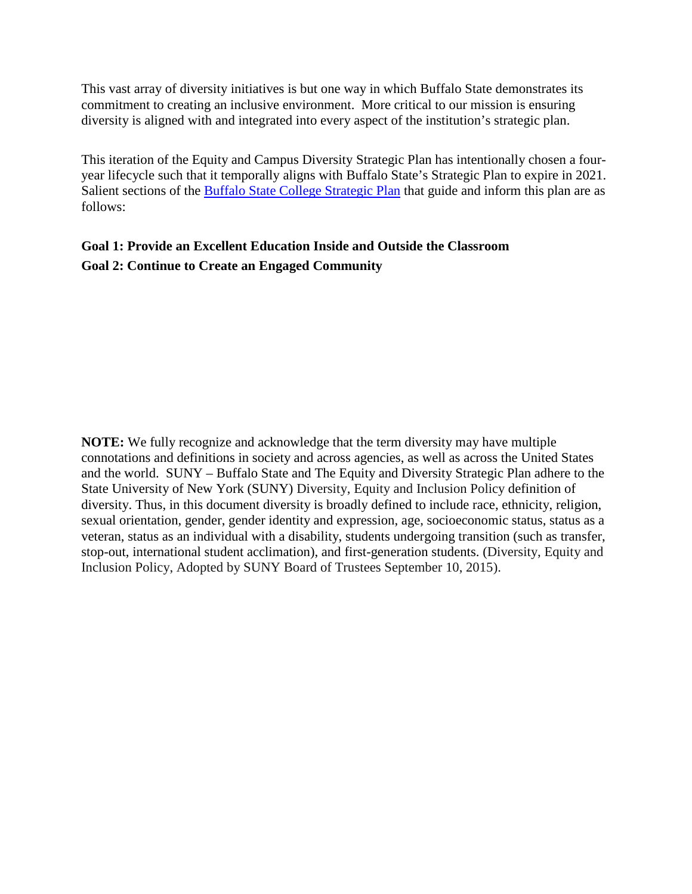This vast array of diversity initiatives is but one way in which Buffalo State demonstrates its commitment to creating an inclusive environment. More critical to our mission is ensuring diversity is aligned with and integrated into every aspect of the institution's strategic plan.

This iteration of the Equity and Campus Diversity Strategic Plan has intentionally chosen a four-year lifecycle such that it temporally aligns with Buffalo State's Strategic Plan to expire in 2021. Salient sections of the Buffalo State College Strategic Plan that guide and inform this plan are as follows:

**Goal 1: Provide an Excellent Education Inside and Outside the Classroom**

**Goal 2: Continue to Create an Engaged Community**

**NOTE:** We fully recognize and acknowledge that the term diversity may have multiple connotations and definitions in society and across agencies, as well as across the United States and the world. SUNY – Buffalo State and The Equity and Diversity Strategic Plan adhere to the State University of New York (SUNY) Diversity, Equity and Inclusion Policy definition of diversity. Thus, in this document diversity is broadly defined to include race, ethnicity, religion, sexual orientation, gender, gender identity and expression, age, socioeconomic status, status as a veteran, status as an individual with a disability, students undergoing transition (such as transfer, stop-out, international student acclimation), and first-generation students. (Diversity, Equity and Inclusion Policy, Adopted by SUNY Board of Trustees September 10, 2015).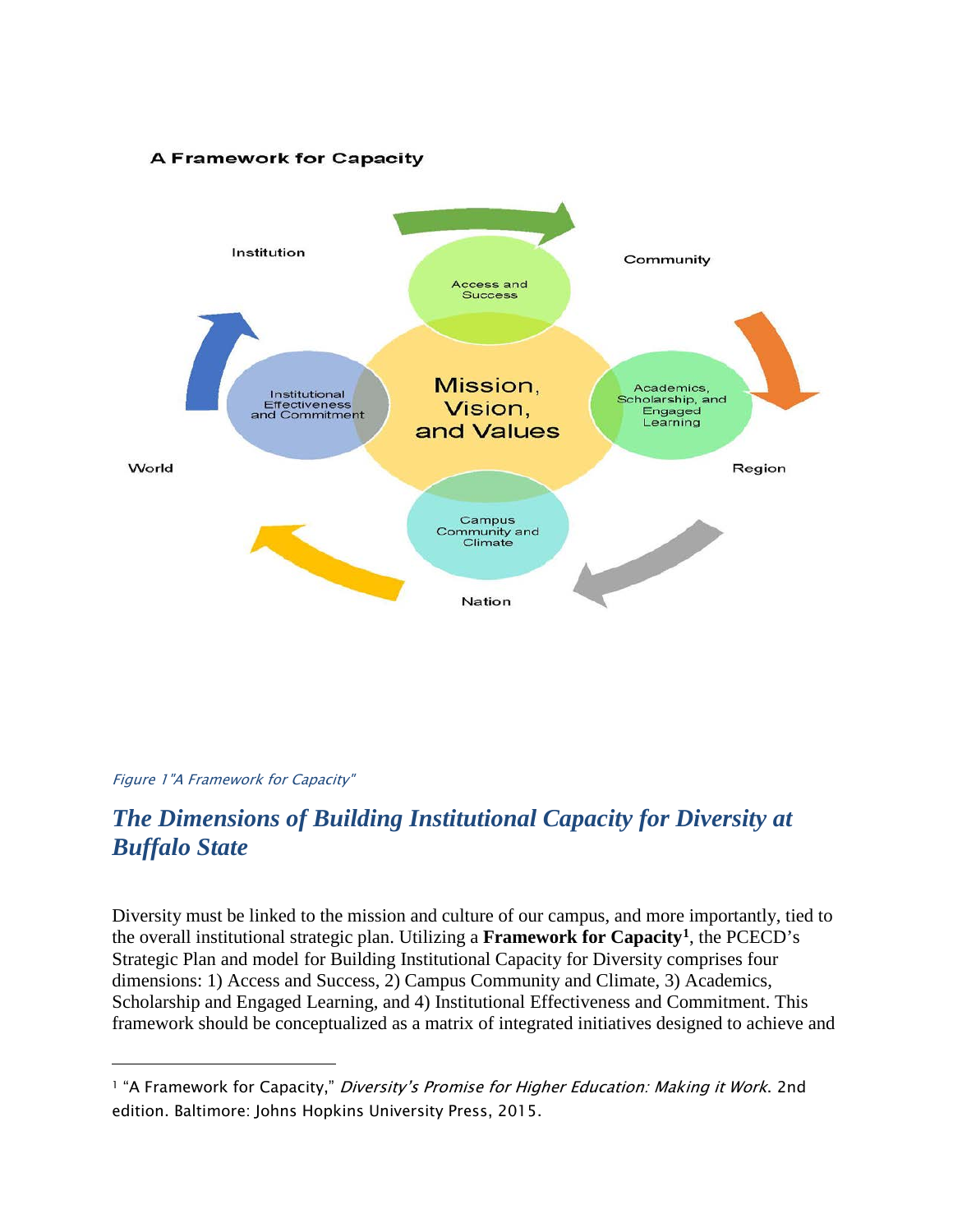A Framework for Capacity

Institution

Community

Access and Success

Mission, Vision, and Values

Institutional Effectiveness and Commitment

Academics, Scholarship, and Engaged Learning

World

Region

Campus Community and Climate

Nation

*Figure 1"A Framework for Capacity"*

## *The Dimensions of Building Institutional Capacity for Diversity at Buffalo State*

Diversity must be linked to the mission and culture of our campus, and more importantly, tied to the overall institutional strategic plan. Utilizing a **Framework for Capacity**[1], the PCECD's Strategic Plan and model for Building Institutional Capacity for Diversity comprises four dimensions: 1) Access and Success, 2) Campus Community and Climate, 3) Academics, Scholarship and Engaged Learning, and 4) Institutional Effectiveness and Commitment. This framework should be conceptualized as a matrix of integrated initiatives designed to achieve and

[1] "A Framework for Capacity," *Diversity's Promise for Higher Education: Making it Work*. 2nd edition. Baltimore: Johns Hopkins University Press, 2015.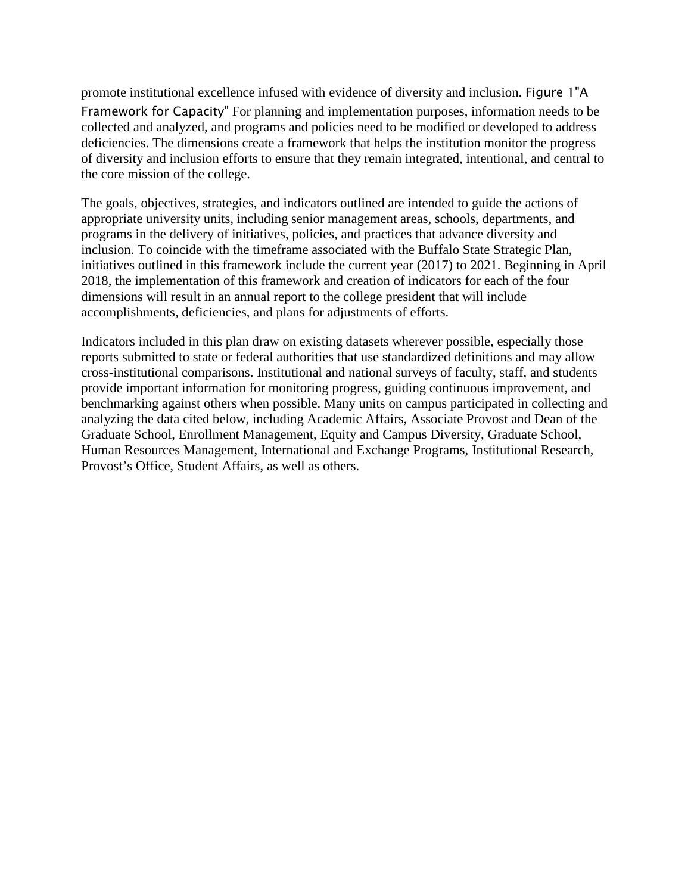promote institutional excellence infused with evidence of diversity and inclusion. Figure 1"A Framework for Capacity" For planning and implementation purposes, information needs to be collected and analyzed, and programs and policies need to be modified or developed to address deficiencies. The dimensions create a framework that helps the institution monitor the progress of diversity and inclusion efforts to ensure that they remain integrated, intentional, and central to the core mission of the college.

The goals, objectives, strategies, and indicators outlined are intended to guide the actions of appropriate university units, including senior management areas, schools, departments, and programs in the delivery of initiatives, policies, and practices that advance diversity and inclusion. To coincide with the timeframe associated with the Buffalo State Strategic Plan, initiatives outlined in this framework include the current year (2017) to 2021. Beginning in April 2018, the implementation of this framework and creation of indicators for each of the four dimensions will result in an annual report to the college president that will include accomplishments, deficiencies, and plans for adjustments of efforts.

Indicators included in this plan draw on existing datasets wherever possible, especially those reports submitted to state or federal authorities that use standardized definitions and may allow cross-institutional comparisons. Institutional and national surveys of faculty, staff, and students provide important information for monitoring progress, guiding continuous improvement, and benchmarking against others when possible. Many units on campus participated in collecting and analyzing the data cited below, including Academic Affairs, Associate Provost and Dean of the Graduate School, Enrollment Management, Equity and Campus Diversity, Graduate School, Human Resources Management, International and Exchange Programs, Institutional Research, Provost's Office, Student Affairs, as well as others.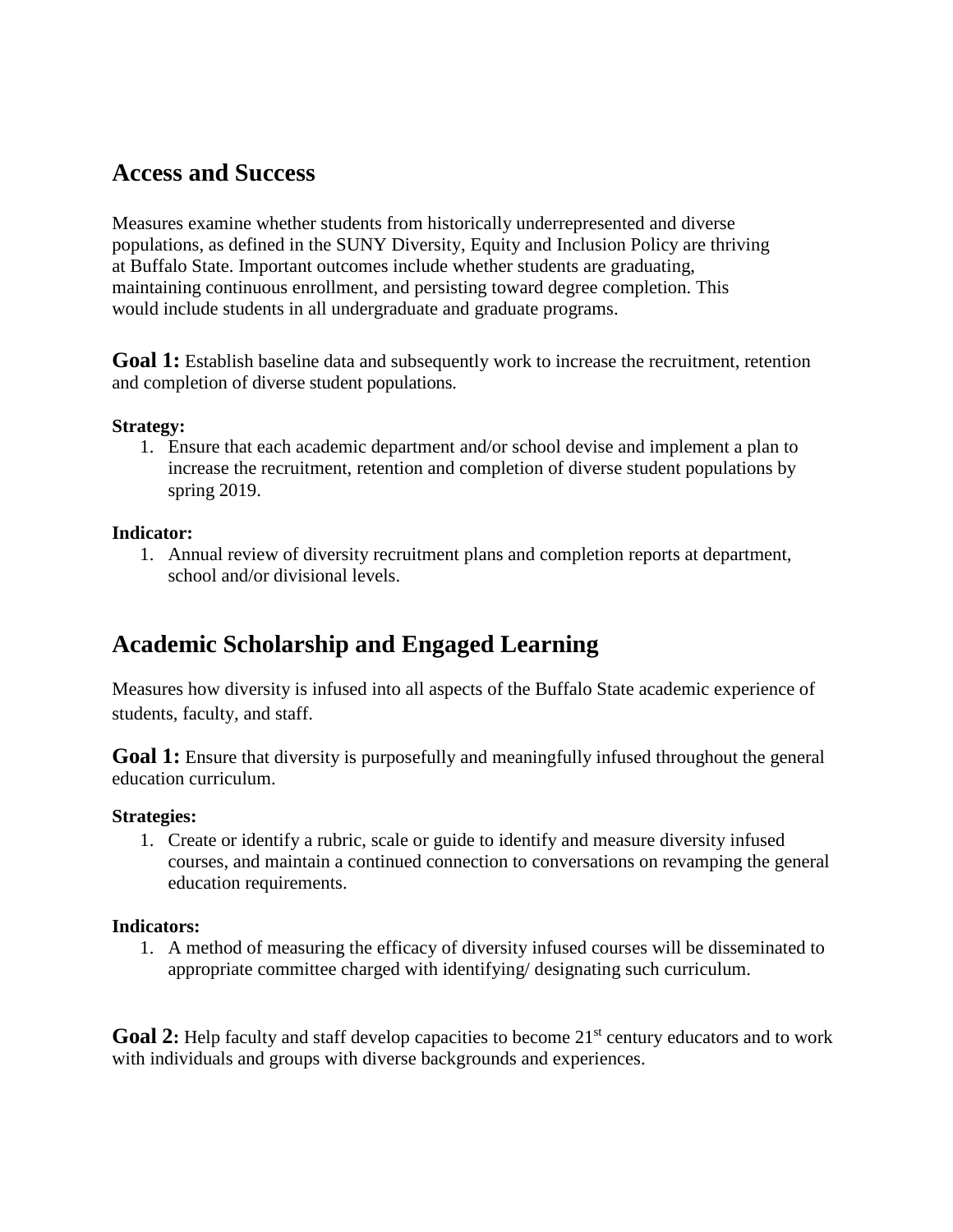## Access and Success

Measures examine whether students from historically underrepresented and diverse populations, as defined in the SUNY Diversity, Equity and Inclusion Policy are thriving at Buffalo State. Important outcomes include whether students are graduating, maintaining continuous enrollment, and persisting toward degree completion. This would include students in all undergraduate and graduate programs.

**Goal 1:** Establish baseline data and subsequently work to increase the recruitment, retention and completion of diverse student populations.

**Strategy:**

1. Ensure that each academic department and/or school devise and implement a plan to increase the recruitment, retention and completion of diverse student populations by spring 2019.

**Indicator:**

1. Annual review of diversity recruitment plans and completion reports at department, school and/or divisional levels.

## Academic Scholarship and Engaged Learning

Measures how diversity is infused into all aspects of the Buffalo State academic experience of students, faculty, and staff.

**Goal 1:** Ensure that diversity is purposefully and meaningfully infused throughout the general education curriculum.

**Strategies:**

1. Create or identify a rubric, scale or guide to identify and measure diversity infused courses, and maintain a continued connection to conversations on revamping the general education requirements.

**Indicators:**

1. A method of measuring the efficacy of diversity infused courses will be disseminated to appropriate committee charged with identifying/ designating such curriculum.

**Goal 2:** Help faculty and staff develop capacities to become 21st century educators and to work with individuals and groups with diverse backgrounds and experiences.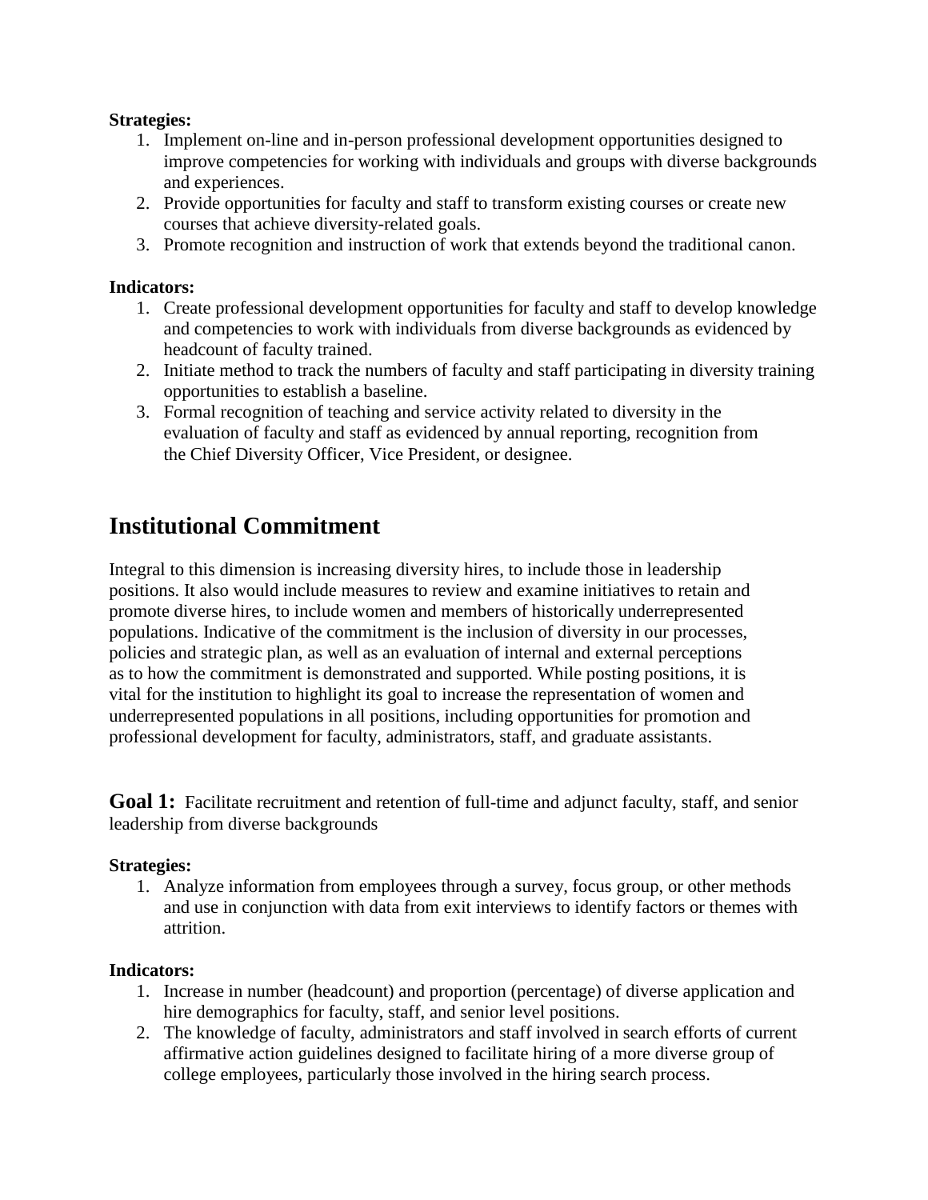**Strategies:**

1. Implement on-line and in-person professional development opportunities designed to improve competencies for working with individuals and groups with diverse backgrounds and experiences.
2. Provide opportunities for faculty and staff to transform existing courses or create new courses that achieve diversity-related goals.
3. Promote recognition and instruction of work that extends beyond the traditional canon.

**Indicators:**

1. Create professional development opportunities for faculty and staff to develop knowledge and competencies to work with individuals from diverse backgrounds as evidenced by headcount of faculty trained.
2. Initiate method to track the numbers of faculty and staff participating in diversity training opportunities to establish a baseline.
3. Formal recognition of teaching and service activity related to diversity in the evaluation of faculty and staff as evidenced by annual reporting, recognition from the Chief Diversity Officer, Vice President, or designee.

## Institutional Commitment

Integral to this dimension is increasing diversity hires, to include those in leadership positions. It also would include measures to review and examine initiatives to retain and promote diverse hires, to include women and members of historically underrepresented populations. Indicative of the commitment is the inclusion of diversity in our processes, policies and strategic plan, as well as an evaluation of internal and external perceptions as to how the commitment is demonstrated and supported. While posting positions, it is vital for the institution to highlight its goal to increase the representation of women and underrepresented populations in all positions, including opportunities for promotion and professional development for faculty, administrators, staff, and graduate assistants.

**Goal 1:** Facilitate recruitment and retention of full-time and adjunct faculty, staff, and senior leadership from diverse backgrounds

**Strategies:**

1. Analyze information from employees through a survey, focus group, or other methods and use in conjunction with data from exit interviews to identify factors or themes with attrition.

**Indicators:**

1. Increase in number (headcount) and proportion (percentage) of diverse application and hire demographics for faculty, staff, and senior level positions.
2. The knowledge of faculty, administrators and staff involved in search efforts of current affirmative action guidelines designed to facilitate hiring of a more diverse group of college employees, particularly those involved in the hiring search process.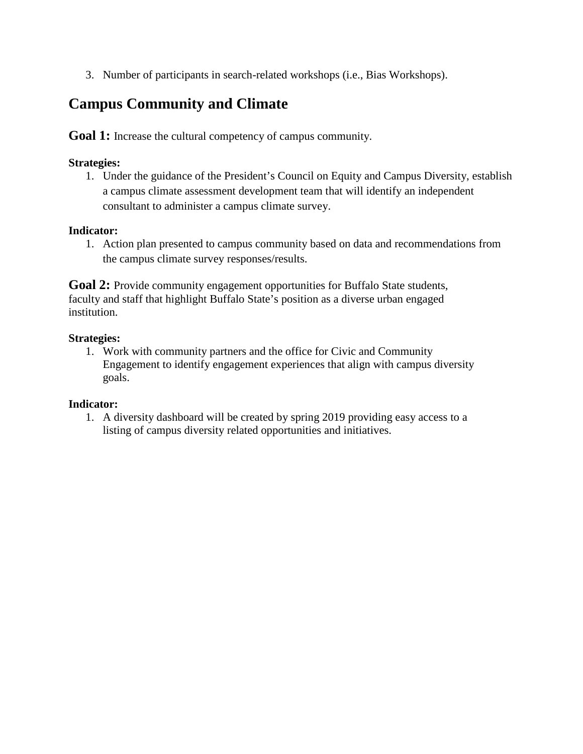3. Number of participants in search-related workshops (i.e., Bias Workshops).

## Campus Community and Climate

**Goal 1:** Increase the cultural competency of campus community.

**Strategies:**

1. Under the guidance of the President's Council on Equity and Campus Diversity, establish a campus climate assessment development team that will identify an independent consultant to administer a campus climate survey.

**Indicator:**

1. Action plan presented to campus community based on data and recommendations from the campus climate survey responses/results.

**Goal 2:** Provide community engagement opportunities for Buffalo State students, faculty and staff that highlight Buffalo State's position as a diverse urban engaged institution.

**Strategies:**

1. Work with community partners and the office for Civic and Community Engagement to identify engagement experiences that align with campus diversity goals.

**Indicator:**

1. A diversity dashboard will be created by spring 2019 providing easy access to a listing of campus diversity related opportunities and initiatives.